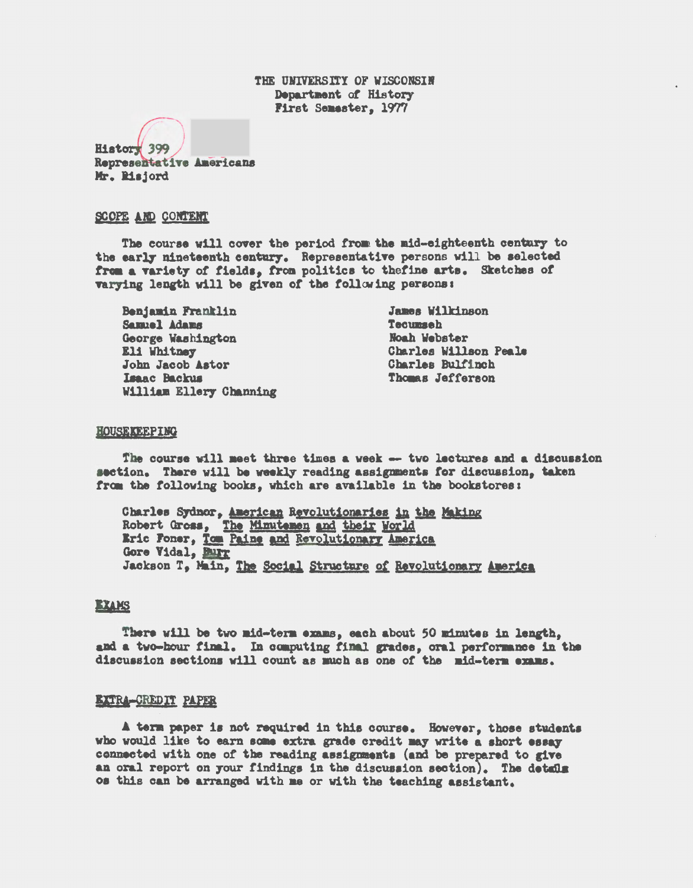THE UNIVERSITY OF WISCONSIN
Department of History
First Semester, 1977

History 399
Representative Americans
Mr. Risjord

## SCOPE AND CONTENT

The course will cover the period from the mid-eighteenth century to the early nineteenth century. Representative persons will be selected from a variety of fields, from politics to thefine arts. Sketches of varying length will be given of the following persons:

- Benjamin Franklin
- Samuel Adams
- George Washington
- Eli Whitney
- John Jacob Astor
- Isaac Backus
- William Ellery Channing
- James Wilkinson
- Tecumseh
- Noah Webster
- Charles Willson Peale
- Charles Bulfinch
- Thomas Jefferson

## HOUSEKEEPING

The course will meet three times a week -- two lectures and a discussion section. There will be weekly reading assignments for discussion, taken from the following books, which are available in the bookstores:

- Charles Sydnor, *American Revolutionaries in the Making*
- Robert Gross, *The Minutemen and their World*
- Eric Foner, *Tom Paine and Revolutionary America*
- Gore Vidal, *Burr*
- Jackson T, Main, *The Social Structure of Revolutionary America*

## EXAMS

There will be two mid-term exams, each about 50 minutes in length, and a two-hour final. In computing final grades, oral performance in the discussion sections will count as much as one of the mid-term exams.

## EXTRA-CREDIT PAPER

A term paper is not required in this course. However, those students who would like to earn some extra grade credit may write a short essay connected with one of the reading assignments (and be prepared to give an oral report on your findings in the discussion section). The details os this can be arranged with me or with the teaching assistant.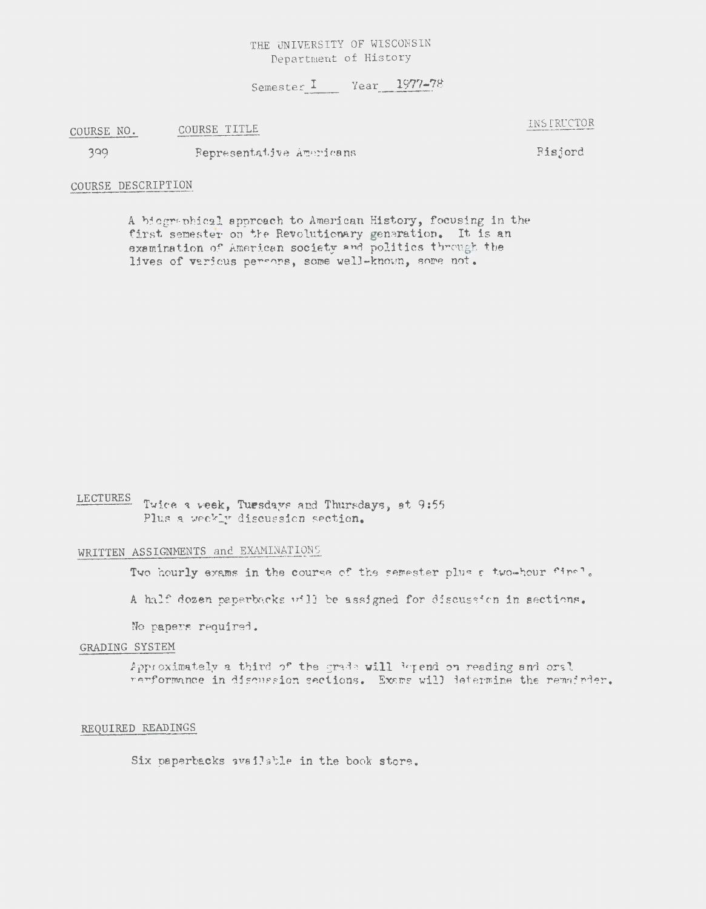THE UNIVERSITY OF WISCONSIN
Department of History

Semester I Year 1977-78

| COURSE NO. | COURSE TITLE | INSTRUCTOR |
| --- | --- | --- |
| 399 | Representative Americans | Risjord |

COURSE DESCRIPTION

A biographical approach to American History, focusing in the first semester on the Revolutionary generation. It is an examination of American society and politics through the lives of various persons, some well-known, some not.

LECTURES Twice a week, Tuesdays and Thursdays, at 9:55
Plus a weekly discussion section.

WRITTEN ASSIGNMENTS and EXAMINATIONS

Two hourly exams in the course of the semester plus a two-hour final.

A half dozen paperbacks will be assigned for discussion in sections.

No papers required.

GRADING SYSTEM

Approximately a third of the grade will depend on reading and oral performance in discussion sections. Exams will determine the remainder.

REQUIRED READINGS

Six paperbacks available in the book store.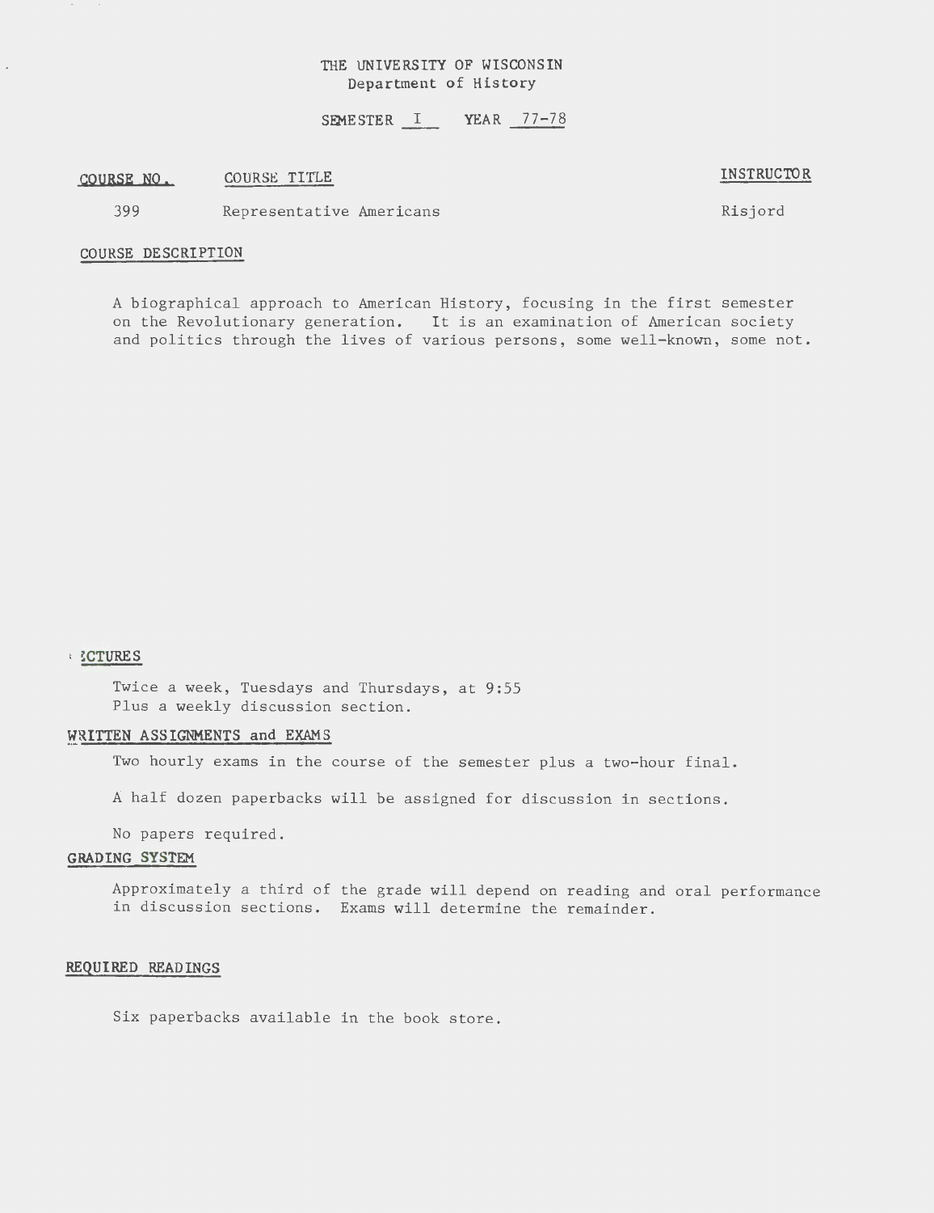THE UNIVERSITY OF WISCONSIN
Department of History

SEMESTER I YEAR 77-78

| COURSE NO. | COURSE TITLE | INSTRUCTOR |
|---|---|---|
| 399 | Representative Americans | Risjord |

## COURSE DESCRIPTION

A biographical approach to American History, focusing in the first semester on the Revolutionary generation. It is an examination of American society and politics through the lives of various persons, some well-known, some not.

## LECTURES

Twice a week, Tuesdays and Thursdays, at 9:55
Plus a weekly discussion section.

## WRITTEN ASSIGNMENTS and EXAMS

Two hourly exams in the course of the semester plus a two-hour final.

A half dozen paperbacks will be assigned for discussion in sections.

No papers required.

## GRADING SYSTEM

Approximately a third of the grade will depend on reading and oral performance in discussion sections. Exams will determine the remainder.

## REQUIRED READINGS

Six paperbacks available in the book store.